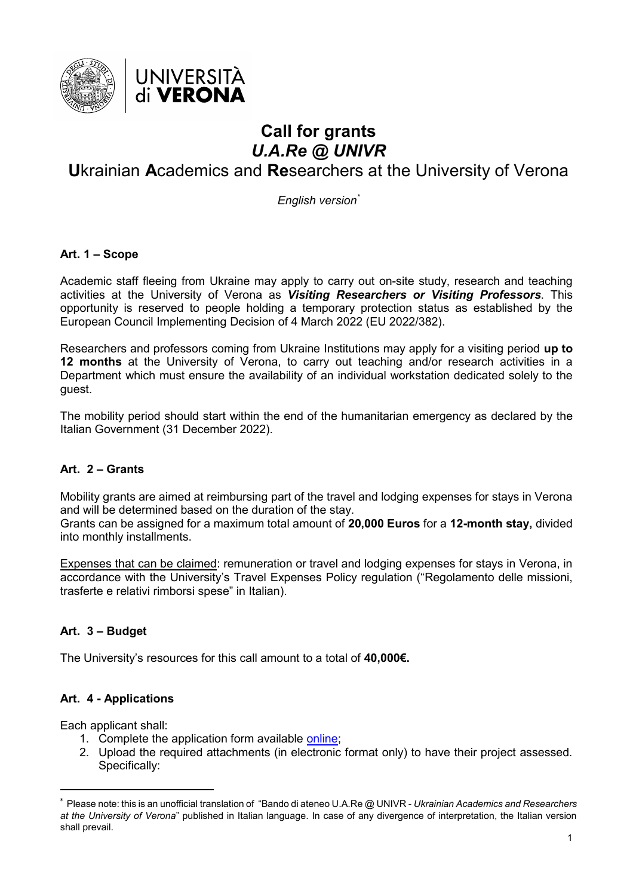# Call for grants
## *U.A.Re @ UNIVR*
## **U**krainian **A**cademics and **Re**searchers at the University of Verona

*English version*[*]

### Art. 1 – Scope

Academic staff fleeing from Ukraine may apply to carry out on-site study, research and teaching activities at the University of Verona as ***Visiting Researchers or Visiting Professors***. This opportunity is reserved to people holding a temporary protection status as established by the European Council Implementing Decision of 4 March 2022 (EU 2022/382).

Researchers and professors coming from Ukraine Institutions may apply for a visiting period **up to 12 months** at the University of Verona, to carry out teaching and/or research activities in a Department which must ensure the availability of an individual workstation dedicated solely to the guest.

The mobility period should start within the end of the humanitarian emergency as declared by the Italian Government (31 December 2022).

### Art. 2 – Grants

Mobility grants are aimed at reimbursing part of the travel and lodging expenses for stays in Verona and will be determined based on the duration of the stay.
Grants can be assigned for a maximum total amount of **20,000 Euros** for a **12-month stay,** divided into monthly installments.

Expenses that can be claimed: remuneration or travel and lodging expenses for stays in Verona, in accordance with the University's Travel Expenses Policy regulation ("Regolamento delle missioni, trasferte e relativi rimborsi spese" in Italian).

### Art. 3 – Budget

The University's resources for this call amount to a total of **40,000€.**

### Art. 4 - Applications

Each applicant shall:

1. Complete the application form available online;
2. Upload the required attachments (in electronic format only) to have their project assessed. Specifically:

---

[*] Please note: this is an unofficial translation of "Bando di ateneo U.A.Re @ UNIVR - *Ukrainian Academics and Researchers at the University of Verona*" published in Italian language. In case of any divergence of interpretation, the Italian version shall prevail.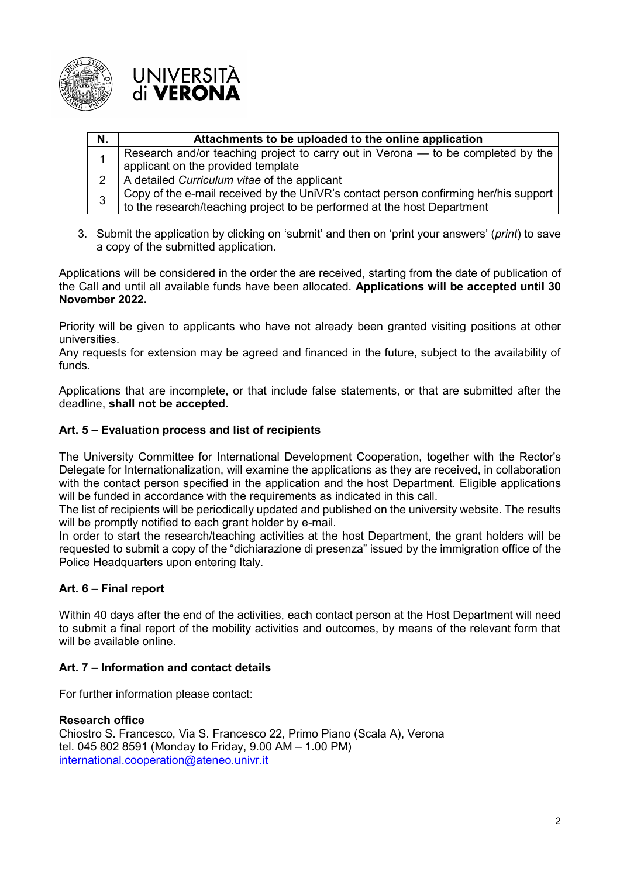| N. | Attachments to be uploaded to the online application |
|---|---|
| 1 | Research and/or teaching project to carry out in Verona — to be completed by the applicant on the provided template |
| 2 | A detailed *Curriculum vitae* of the applicant |
| 3 | Copy of the e-mail received by the UniVR's contact person confirming her/his support to the research/teaching project to be performed at the host Department |

3. Submit the application by clicking on 'submit' and then on 'print your answers' (*print*) to save a copy of the submitted application.

Applications will be considered in the order the are received, starting from the date of publication of the Call and until all available funds have been allocated. **Applications will be accepted until 30 November 2022.**

Priority will be given to applicants who have not already been granted visiting positions at other universities.
Any requests for extension may be agreed and financed in the future, subject to the availability of funds.

Applications that are incomplete, or that include false statements, or that are submitted after the deadline, **shall not be accepted.**

## Art. 5 – Evaluation process and list of recipients

The University Committee for International Development Cooperation, together with the Rector's Delegate for Internationalization, will examine the applications as they are received, in collaboration with the contact person specified in the application and the host Department. Eligible applications will be funded in accordance with the requirements as indicated in this call.
The list of recipients will be periodically updated and published on the university website. The results will be promptly notified to each grant holder by e-mail.
In order to start the research/teaching activities at the host Department, the grant holders will be requested to submit a copy of the "dichiarazione di presenza" issued by the immigration office of the Police Headquarters upon entering Italy.

## Art. 6 – Final report

Within 40 days after the end of the activities, each contact person at the Host Department will need to submit a final report of the mobility activities and outcomes, by means of the relevant form that will be available online.

## Art. 7 – Information and contact details

For further information please contact:

**Research office**
Chiostro S. Francesco, Via S. Francesco 22, Primo Piano (Scala A), Verona
tel. 045 802 8591 (Monday to Friday, 9.00 AM – 1.00 PM)
international.cooperation@ateneo.univr.it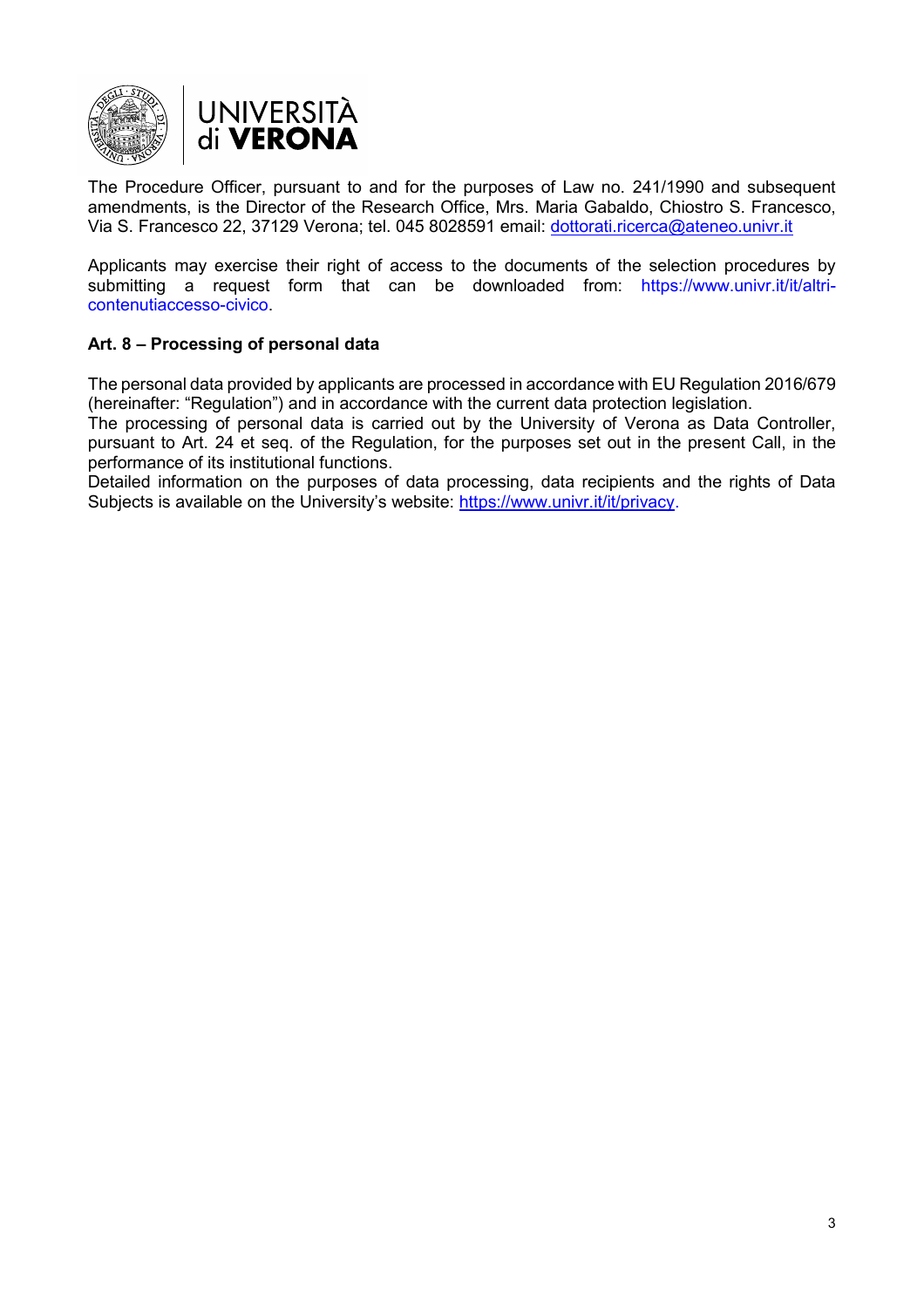The Procedure Officer, pursuant to and for the purposes of Law no. 241/1990 and subsequent amendments, is the Director of the Research Office, Mrs. Maria Gabaldo, Chiostro S. Francesco, Via S. Francesco 22, 37129 Verona; tel. 045 8028591 email: dottorati.ricerca@ateneo.univr.it

Applicants may exercise their right of access to the documents of the selection procedures by submitting a request form that can be downloaded from: https://www.univr.it/it/altri-contenutiaccesso-civico.

**Art. 8 – Processing of personal data**

The personal data provided by applicants are processed in accordance with EU Regulation 2016/679 (hereinafter: "Regulation") and in accordance with the current data protection legislation.
The processing of personal data is carried out by the University of Verona as Data Controller, pursuant to Art. 24 et seq. of the Regulation, for the purposes set out in the present Call, in the performance of its institutional functions.
Detailed information on the purposes of data processing, data recipients and the rights of Data Subjects is available on the University's website: https://www.univr.it/it/privacy.